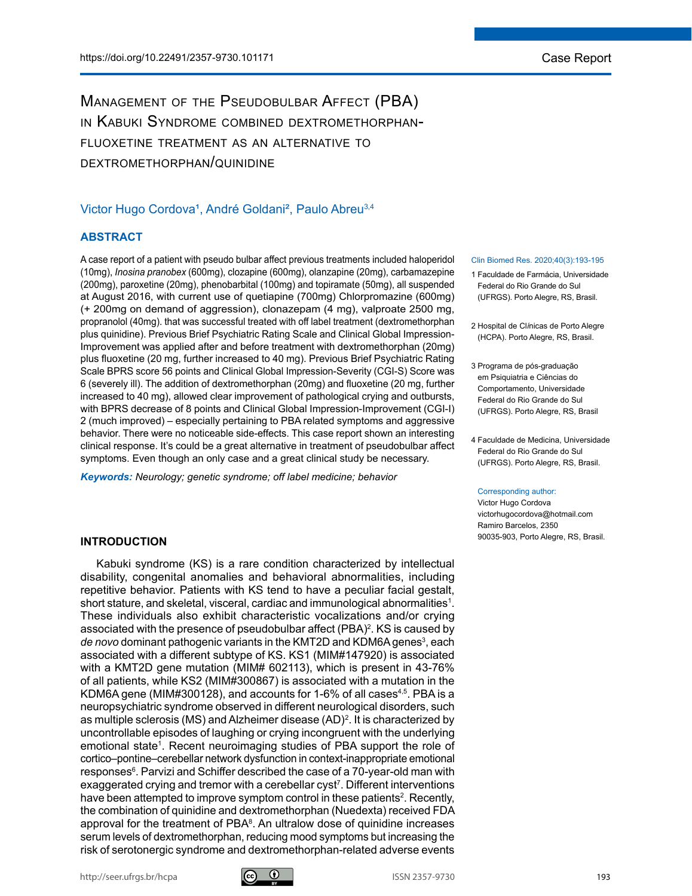# Management of the Pseudobulbar Affect (PBA) in Kabuki Syndrome combined dextromethorphan-fluoxetine treatment as an alternative to dextromethorphan/quinidine

Victor Hugo Cordova[1], André Goldani[2], Paulo Abreu[3,4]

## ABSTRACT

A case report of a patient with pseudo bulbar affect previous treatments included haloperidol (10mg), *Inosina pranobex* (600mg), clozapine (600mg), olanzapine (20mg), carbamazepine (200mg), paroxetine (20mg), phenobarbital (100mg) and topiramate (50mg), all suspended at August 2016, with current use of quetiapine (700mg) Chlorpromazine (600mg) (+ 200mg on demand of aggression), clonazepam (4 mg), valproate 2500 mg, propranolol (40mg). that was successful treated with off label treatment (dextromethorphan plus quinidine). Previous Brief Psychiatric Rating Scale and Clinical Global Impression-Improvement was applied after and before treatment with dextromethorphan (20mg) plus fluoxetine (20 mg, further increased to 40 mg). Previous Brief Psychiatric Rating Scale BPRS score 56 points and Clinical Global Impression-Severity (CGI-S) Score was 6 (severely ill). The addition of dextromethorphan (20mg) and fluoxetine (20 mg, further increased to 40 mg), allowed clear improvement of pathological crying and outbursts, with BPRS decrease of 8 points and Clinical Global Impression-Improvement (CGI-I) 2 (much improved) – especially pertaining to PBA related symptoms and aggressive behavior. There were no noticeable side-effects. This case report shown an interesting clinical response. It's could be a great alternative in treatment of pseudobulbar affect symptoms. Even though an only case and a great clinical study be necessary.

***Keywords:*** *Neurology; genetic syndrome; off label medicine; behavior*

1 Faculdade de Farmácia, Universidade Federal do Rio Grande do Sul (UFRGS). Porto Alegre, RS, Brasil.

2 Hospital de Clínicas de Porto Alegre (HCPA). Porto Alegre, RS, Brasil.

3 Programa de pós-graduação em Psiquiatria e Ciências do Comportamento, Universidade Federal do Rio Grande do Sul (UFRGS). Porto Alegre, RS, Brasil

4 Faculdade de Medicina, Universidade Federal do Rio Grande do Sul (UFRGS). Porto Alegre, RS, Brasil.

Corresponding author:
Victor Hugo Cordova
victorhugocordova@hotmail.com
Ramiro Barcelos, 2350
90035-903, Porto Alegre, RS, Brasil.

## INTRODUCTION

Kabuki syndrome (KS) is a rare condition characterized by intellectual disability, congenital anomalies and behavioral abnormalities, including repetitive behavior. Patients with KS tend to have a peculiar facial gestalt, short stature, and skeletal, visceral, cardiac and immunological abnormalities[1]. These individuals also exhibit characteristic vocalizations and/or crying associated with the presence of pseudobulbar affect (PBA)[2]. KS is caused by *de novo* dominant pathogenic variants in the KMT2D and KDM6A genes[3], each associated with a different subtype of KS. KS1 (MIM#147920) is associated with a KMT2D gene mutation (MIM# 602113), which is present in 43-76% of all patients, while KS2 (MIM#300867) is associated with a mutation in the KDM6A gene (MIM#300128), and accounts for 1-6% of all cases[4,5]. PBA is a neuropsychiatric syndrome observed in different neurological disorders, such as multiple sclerosis (MS) and Alzheimer disease (AD)[2]. It is characterized by uncontrollable episodes of laughing or crying incongruent with the underlying emotional state[1]. Recent neuroimaging studies of PBA support the role of cortico–pontine–cerebellar network dysfunction in context-inappropriate emotional responses[6]. Parvizi and Schiffer described the case of a 70-year-old man with exaggerated crying and tremor with a cerebellar cyst[7]. Different interventions have been attempted to improve symptom control in these patients[2]. Recently, the combination of quinidine and dextromethorphan (Nuedexta) received FDA approval for the treatment of PBA[8]. An ultralow dose of quinidine increases serum levels of dextromethorphan, reducing mood symptoms but increasing the risk of serotonergic syndrome and dextromethorphan-related adverse events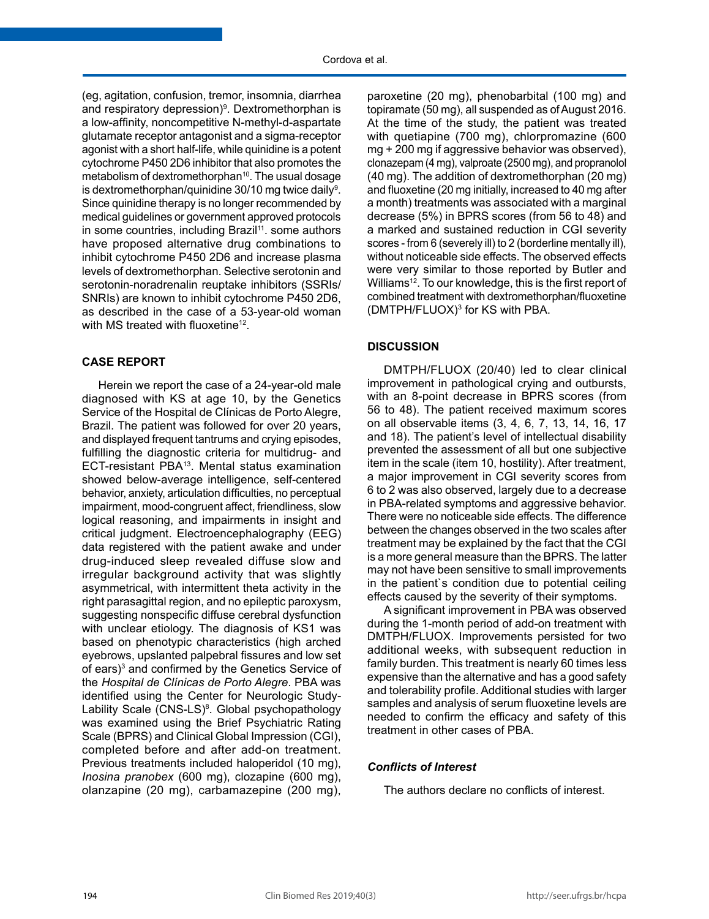(eg, agitation, confusion, tremor, insomnia, diarrhea and respiratory depression)[9]. Dextromethorphan is a low-affinity, noncompetitive N-methyl-d-aspartate glutamate receptor antagonist and a sigma-receptor agonist with a short half-life, while quinidine is a potent cytochrome P450 2D6 inhibitor that also promotes the metabolism of dextromethorphan[10]. The usual dosage is dextromethorphan/quinidine 30/10 mg twice daily[9]. Since quinidine therapy is no longer recommended by medical guidelines or government approved protocols in some countries, including Brazil[11]. some authors have proposed alternative drug combinations to inhibit cytochrome P450 2D6 and increase plasma levels of dextromethorphan. Selective serotonin and serotonin-noradrenalin reuptake inhibitors (SSRIs/SNRIs) are known to inhibit cytochrome P450 2D6, as described in the case of a 53-year-old woman with MS treated with fluoxetine[12].

## CASE REPORT

Herein we report the case of a 24-year-old male diagnosed with KS at age 10, by the Genetics Service of the Hospital de Clínicas de Porto Alegre, Brazil. The patient was followed for over 20 years, and displayed frequent tantrums and crying episodes, fulfilling the diagnostic criteria for multidrug- and ECT-resistant PBA[13]. Mental status examination showed below-average intelligence, self-centered behavior, anxiety, articulation difficulties, no perceptual impairment, mood-congruent affect, friendliness, slow logical reasoning, and impairments in insight and critical judgment. Electroencephalography (EEG) data registered with the patient awake and under drug-induced sleep revealed diffuse slow and irregular background activity that was slightly asymmetrical, with intermittent theta activity in the right parasagittal region, and no epileptic paroxysm, suggesting nonspecific diffuse cerebral dysfunction with unclear etiology. The diagnosis of KS1 was based on phenotypic characteristics (high arched eyebrows, upslanted palpebral fissures and low set of ears)[3] and confirmed by the Genetics Service of the *Hospital de Clínicas de Porto Alegre*. PBA was identified using the Center for Neurologic Study-Lability Scale (CNS-LS)[8]. Global psychopathology was examined using the Brief Psychiatric Rating Scale (BPRS) and Clinical Global Impression (CGI), completed before and after add-on treatment. Previous treatments included haloperidol (10 mg), *Inosina pranobex* (600 mg), clozapine (600 mg), olanzapine (20 mg), carbamazepine (200 mg), paroxetine (20 mg), phenobarbital (100 mg) and topiramate (50 mg), all suspended as of August 2016. At the time of the study, the patient was treated with quetiapine (700 mg), chlorpromazine (600 mg + 200 mg if aggressive behavior was observed), clonazepam (4 mg), valproate (2500 mg), and propranolol (40 mg). The addition of dextromethorphan (20 mg) and fluoxetine (20 mg initially, increased to 40 mg after a month) treatments was associated with a marginal decrease (5%) in BPRS scores (from 56 to 48) and a marked and sustained reduction in CGI severity scores - from 6 (severely ill) to 2 (borderline mentally ill), without noticeable side effects. The observed effects were very similar to those reported by Butler and Williams[12]. To our knowledge, this is the first report of combined treatment with dextromethorphan/fluoxetine (DMTPH/FLUOX)[3] for KS with PBA.

## DISCUSSION

DMTPH/FLUOX (20/40) led to clear clinical improvement in pathological crying and outbursts, with an 8-point decrease in BPRS scores (from 56 to 48). The patient received maximum scores on all observable items (3, 4, 6, 7, 13, 14, 16, 17 and 18). The patient's level of intellectual disability prevented the assessment of all but one subjective item in the scale (item 10, hostility). After treatment, a major improvement in CGI severity scores from 6 to 2 was also observed, largely due to a decrease in PBA-related symptoms and aggressive behavior. There were no noticeable side effects. The difference between the changes observed in the two scales after treatment may be explained by the fact that the CGI is a more general measure than the BPRS. The latter may not have been sensitive to small improvements in the patient`s condition due to potential ceiling effects caused by the severity of their symptoms.

A significant improvement in PBA was observed during the 1-month period of add-on treatment with DMTPH/FLUOX. Improvements persisted for two additional weeks, with subsequent reduction in family burden. This treatment is nearly 60 times less expensive than the alternative and has a good safety and tolerability profile. Additional studies with larger samples and analysis of serum fluoxetine levels are needed to confirm the efficacy and safety of this treatment in other cases of PBA.

### *Conflicts of Interest*

The authors declare no conflicts of interest.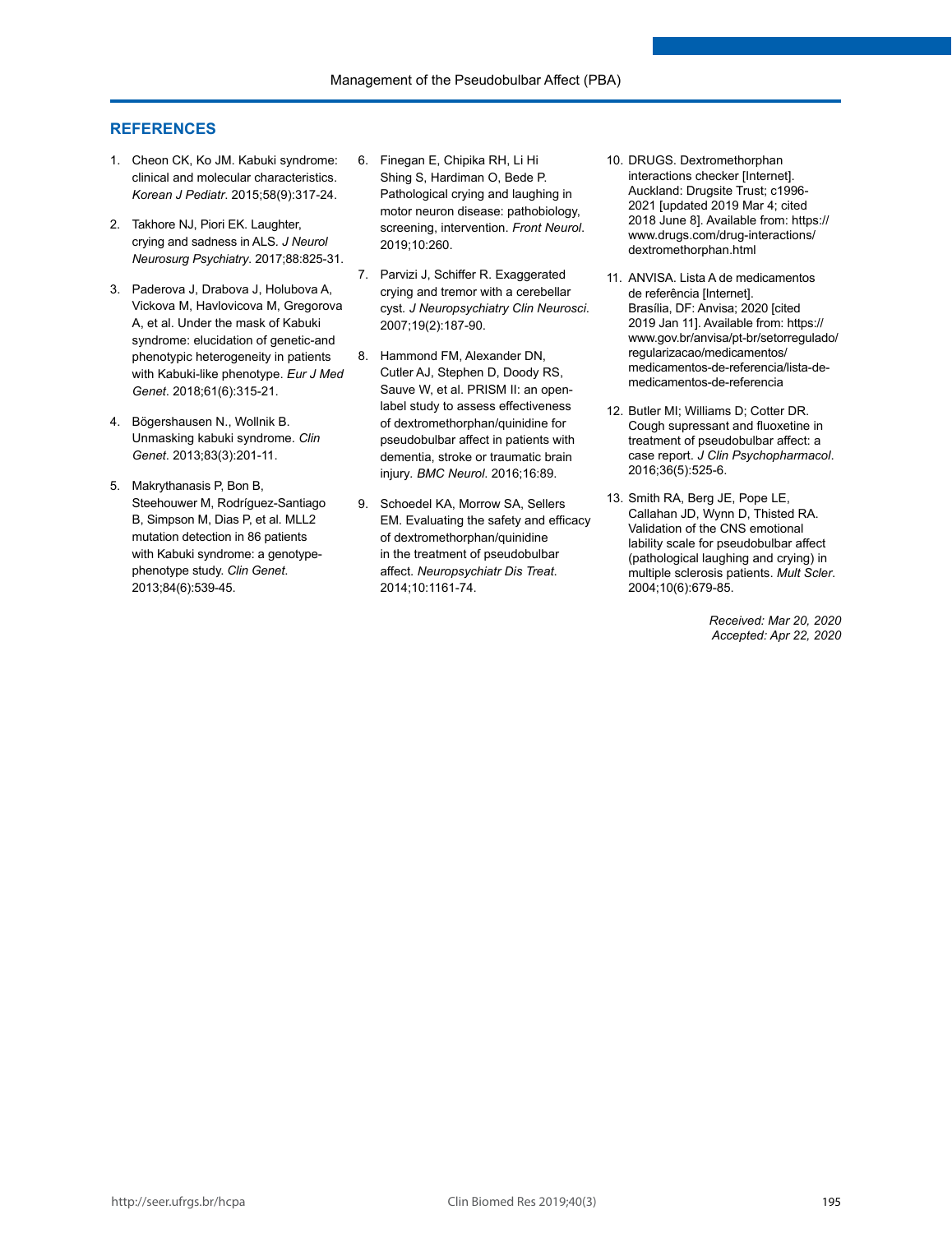## REFERENCES

1. Cheon CK, Ko JM. Kabuki syndrome: clinical and molecular characteristics. *Korean J Pediatr*. 2015;58(9):317-24.

2. Takhore NJ, Piori EK. Laughter, crying and sadness in ALS. *J Neurol Neurosurg Psychiatry*. 2017;88:825-31.

3. Paderova J, Drabova J, Holubova A, Vickova M, Havlovicova M, Gregorova A, et al. Under the mask of Kabuki syndrome: elucidation of genetic-and phenotypic heterogeneity in patients with Kabuki-like phenotype. *Eur J Med Genet*. 2018;61(6):315-21.

4. Bögershausen N., Wollnik B. Unmasking kabuki syndrome. *Clin Genet*. 2013;83(3):201-11.

5. Makrythanasis P, Bon B, Steehouwer M, Rodríguez-Santiago B, Simpson M, Dias P, et al. MLL2 mutation detection in 86 patients with Kabuki syndrome: a genotype-phenotype study. *Clin Genet*. 2013;84(6):539-45.

6. Finegan E, Chipika RH, Li Hi Shing S, Hardiman O, Bede P. Pathological crying and laughing in motor neuron disease: pathobiology, screening, intervention. *Front Neurol*. 2019;10:260.

7. Parvizi J, Schiffer R. Exaggerated crying and tremor with a cerebellar cyst. *J Neuropsychiatry Clin Neurosci*. 2007;19(2):187-90.

8. Hammond FM, Alexander DN, Cutler AJ, Stephen D, Doody RS, Sauve W, et al. PRISM II: an open-label study to assess effectiveness of dextromethorphan/quinidine for pseudobulbar affect in patients with dementia, stroke or traumatic brain injury. *BMC Neurol*. 2016;16:89.

9. Schoedel KA, Morrow SA, Sellers EM. Evaluating the safety and efficacy of dextromethorphan/quinidine in the treatment of pseudobulbar affect. *Neuropsychiatr Dis Treat*. 2014;10:1161-74.

10. DRUGS. Dextromethorphan interactions checker [Internet]. Auckland: Drugsite Trust; c1996-2021 [updated 2019 Mar 4; cited 2018 June 8]. Available from: https://www.drugs.com/drug-interactions/dextromethorphan.html

11. ANVISA. Lista A de medicamentos de referência [Internet]. Brasília, DF: Anvisa; 2020 [cited 2019 Jan 11]. Available from: https://www.gov.br/anvisa/pt-br/setorregulado/regularizacao/medicamentos/medicamentos-de-referencia/lista-de-medicamentos-de-referencia

12. Butler MI; Williams D; Cotter DR. Cough supressant and fluoxetine in treatment of pseudobulbar affect: a case report. *J Clin Psychopharmacol*. 2016;36(5):525-6.

13. Smith RA, Berg JE, Pope LE, Callahan JD, Wynn D, Thisted RA. Validation of the CNS emotional lability scale for pseudobulbar affect (pathological laughing and crying) in multiple sclerosis patients. *Mult Scler*. 2004;10(6):679-85.

*Received: Mar 20, 2020*
*Accepted: Apr 22, 2020*